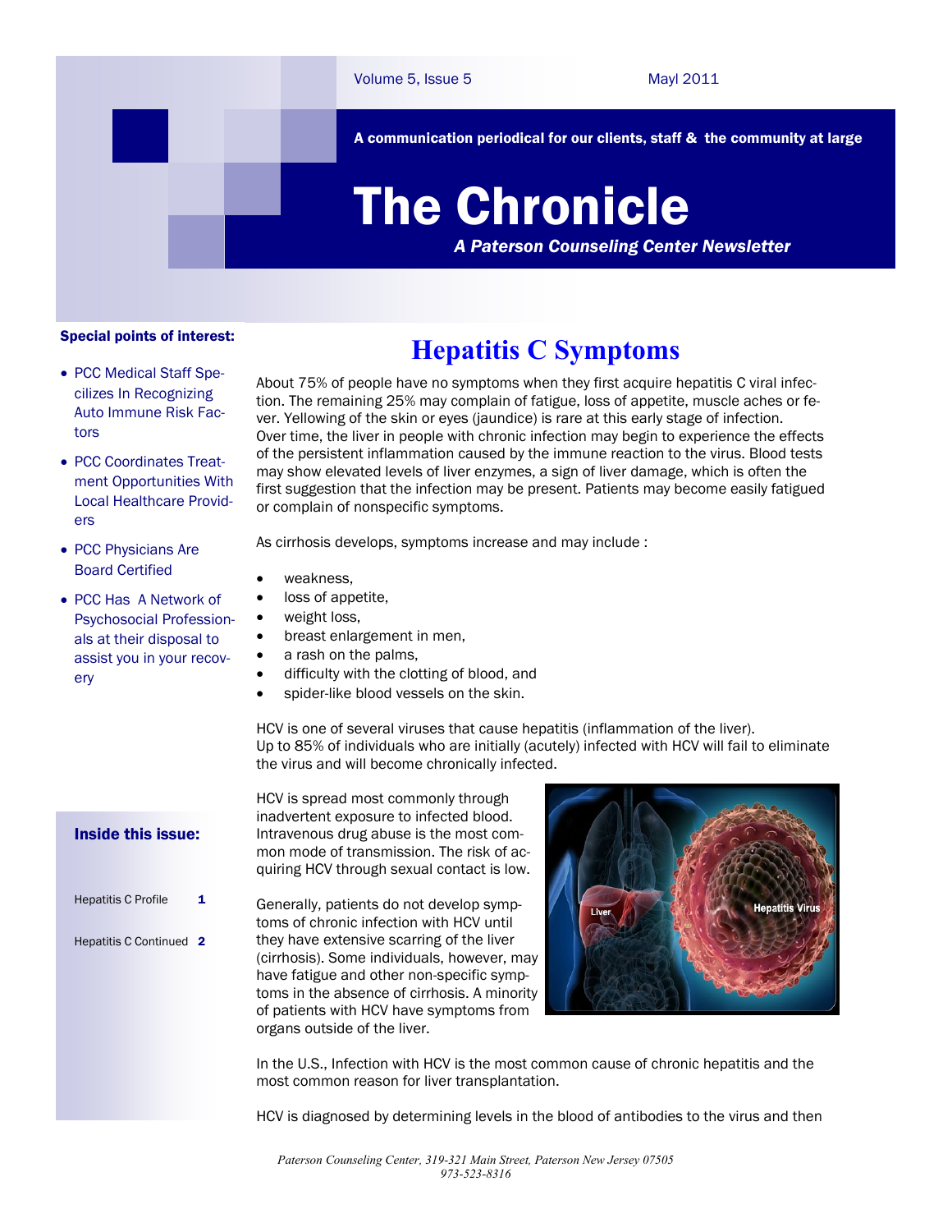Volume 5, Issue 5 Mayl 2011

A communication periodical for our clients, staff & the community at large

# The Chronicle

***A Paterson Counseling Center Newsletter***

**Special points of interest:**

- PCC Medical Staff Specilizes In Recognizing Auto Immune Risk Factors
- PCC Coordinates Treatment Opportunities With Local Healthcare Providers
- PCC Physicians Are Board Certified
- PCC Has A Network of Psychosocial Professionals at their disposal to assist you in your recovery

**Inside this issue:**

| | |
|---|---|
| Hepatitis C Profile | 1 |
| Hepatitis C Continued | 2 |

## Hepatitis C Symptoms

About 75% of people have no symptoms when they first acquire hepatitis C viral infection. The remaining 25% may complain of fatigue, loss of appetite, muscle aches or fever. Yellowing of the skin or eyes (jaundice) is rare at this early stage of infection. Over time, the liver in people with chronic infection may begin to experience the effects of the persistent inflammation caused by the immune reaction to the virus. Blood tests may show elevated levels of liver enzymes, a sign of liver damage, which is often the first suggestion that the infection may be present. Patients may become easily fatigued or complain of nonspecific symptoms.

As cirrhosis develops, symptoms increase and may include :

- weakness,
- loss of appetite,
- weight loss,
- breast enlargement in men,
- a rash on the palms,
- difficulty with the clotting of blood, and
- spider-like blood vessels on the skin.

HCV is one of several viruses that cause hepatitis (inflammation of the liver). Up to 85% of individuals who are initially (acutely) infected with HCV will fail to eliminate the virus and will become chronically infected.

HCV is spread most commonly through inadvertent exposure to infected blood. Intravenous drug abuse is the most common mode of transmission. The risk of acquiring HCV through sexual contact is low.

Generally, patients do not develop symptoms of chronic infection with HCV until they have extensive scarring of the liver (cirrhosis). Some individuals, however, may have fatigue and other non-specific symptoms in the absence of cirrhosis. A minority of patients with HCV have symptoms from organs outside of the liver.

Liver

Hepatitis Virus

In the U.S., Infection with HCV is the most common cause of chronic hepatitis and the most common reason for liver transplantation.

HCV is diagnosed by determining levels in the blood of antibodies to the virus and then

*Paterson Counseling Center, 319-321 Main Street, Paterson New Jersey 07505*
*973-523-8316*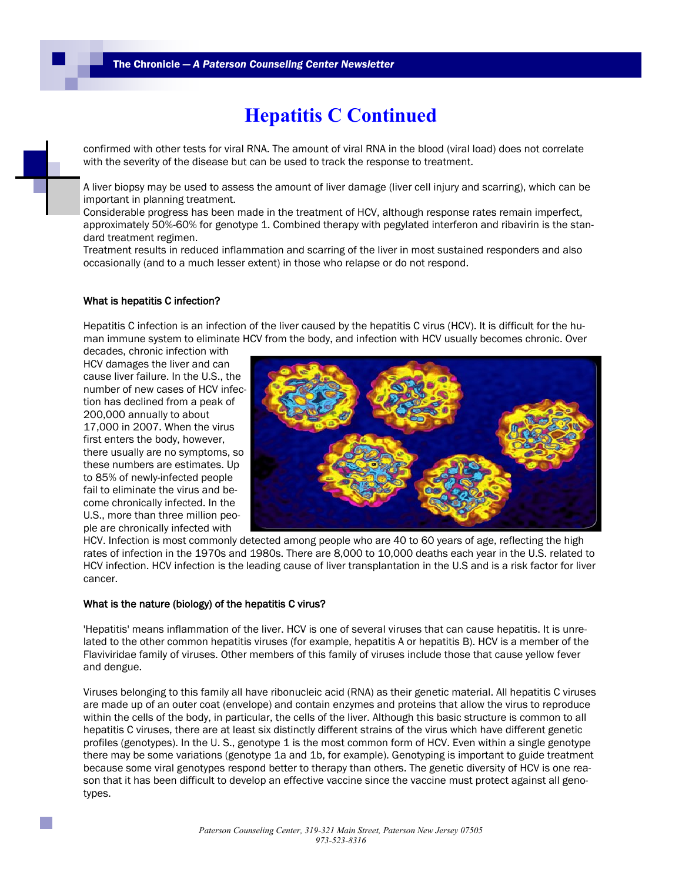# Hepatitis C Continued

confirmed with other tests for viral RNA. The amount of viral RNA in the blood (viral load) does not correlate with the severity of the disease but can be used to track the response to treatment.

A liver biopsy may be used to assess the amount of liver damage (liver cell injury and scarring), which can be important in planning treatment.

Considerable progress has been made in the treatment of HCV, although response rates remain imperfect, approximately 50%-60% for genotype 1. Combined therapy with pegylated interferon and ribavirin is the standard treatment regimen.

Treatment results in reduced inflammation and scarring of the liver in most sustained responders and also occasionally (and to a much lesser extent) in those who relapse or do not respond.

### What is hepatitis C infection?

Hepatitis C infection is an infection of the liver caused by the hepatitis C virus (HCV). It is difficult for the human immune system to eliminate HCV from the body, and infection with HCV usually becomes chronic. Over decades, chronic infection with HCV damages the liver and can cause liver failure. In the U.S., the number of new cases of HCV infection has declined from a peak of 200,000 annually to about 17,000 in 2007. When the virus first enters the body, however, there usually are no symptoms, so these numbers are estimates. Up to 85% of newly-infected people fail to eliminate the virus and become chronically infected. In the U.S., more than three million people are chronically infected with HCV. Infection is most commonly detected among people who are 40 to 60 years of age, reflecting the high rates of infection in the 1970s and 1980s. There are 8,000 to 10,000 deaths each year in the U.S. related to HCV infection. HCV infection is the leading cause of liver transplantation in the U.S and is a risk factor for liver cancer.

### What is the nature (biology) of the hepatitis C virus?

'Hepatitis' means inflammation of the liver. HCV is one of several viruses that can cause hepatitis. It is unrelated to the other common hepatitis viruses (for example, hepatitis A or hepatitis B). HCV is a member of the Flaviviridae family of viruses. Other members of this family of viruses include those that cause yellow fever and dengue.

Viruses belonging to this family all have ribonucleic acid (RNA) as their genetic material. All hepatitis C viruses are made up of an outer coat (envelope) and contain enzymes and proteins that allow the virus to reproduce within the cells of the body, in particular, the cells of the liver. Although this basic structure is common to all hepatitis C viruses, there are at least six distinctly different strains of the virus which have different genetic profiles (genotypes). In the U. S., genotype 1 is the most common form of HCV. Even within a single genotype there may be some variations (genotype 1a and 1b, for example). Genotyping is important to guide treatment because some viral genotypes respond better to therapy than others. The genetic diversity of HCV is one reason that it has been difficult to develop an effective vaccine since the vaccine must protect against all genotypes.